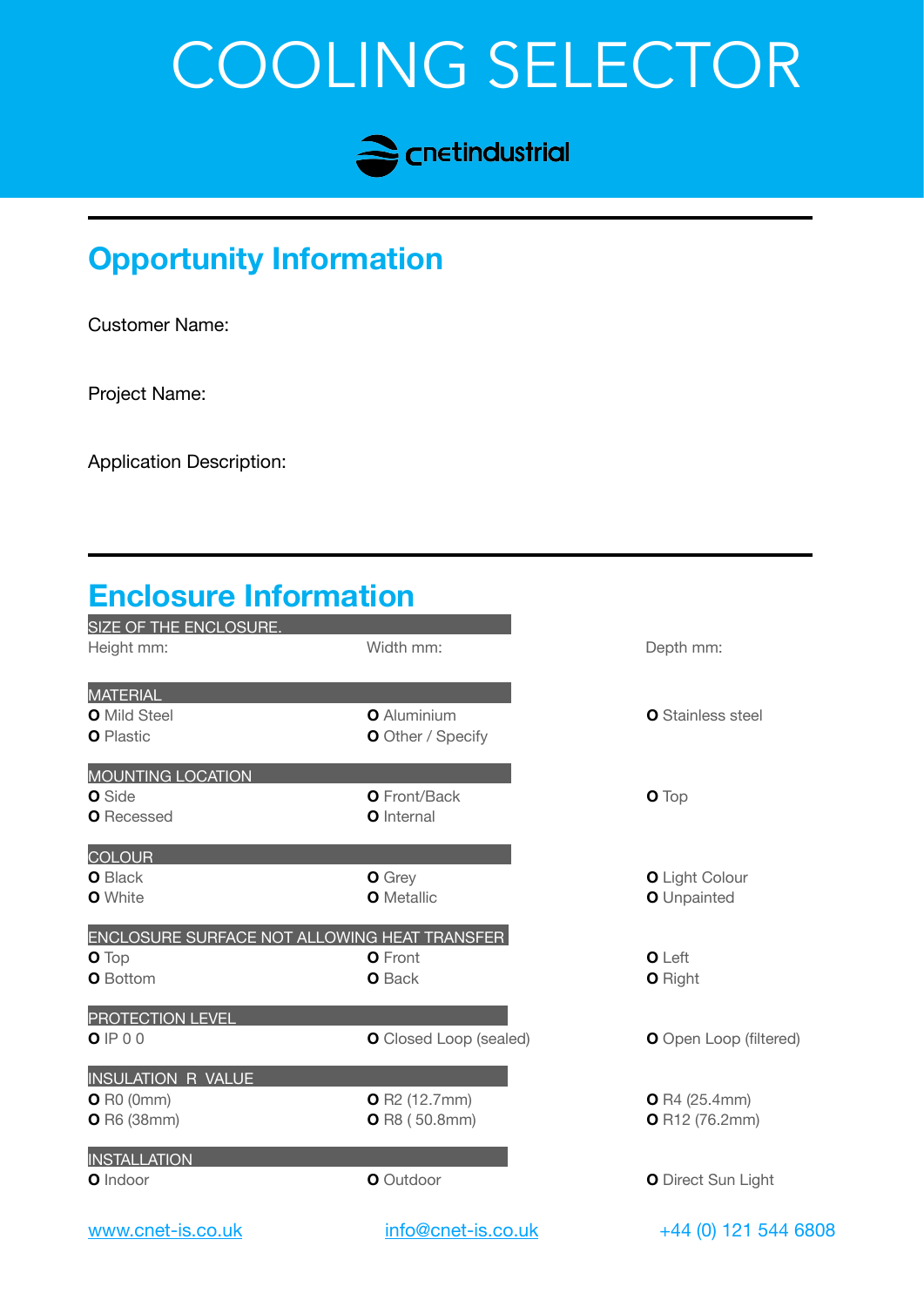# COOLING SELECTOR

cnetindustrial

## Opportunity Information

Customer Name:

Project Name:

Application Description:

## Enclosure Information

SIZE OF THE ENCLOSURE.

Height mm: Width mm: Depth mm:

MATERIAL

O Mild Steel
O Aluminium
O Stainless steel
O Plastic
O Other / Specify

MOUNTING LOCATION

O Side
O Front/Back
O Top
O Recessed
O Internal

COLOUR

O Black
O Grey
O Light Colour
O White
O Metallic
O Unpainted

ENCLOSURE SURFACE NOT ALLOWING HEAT TRANSFER

O Top
O Front
O Left
O Bottom
O Back
O Right

PROTECTION LEVEL

O IP 0 0
O Closed Loop (sealed)
O Open Loop (filtered)

INSULATION R VALUE

O R0 (0mm)
O R2 (12.7mm)
O R4 (25.4mm)
O R6 (38mm)
O R8 ( 50.8mm)
O R12 (76.2mm)

INSTALLATION

O Indoor
O Outdoor
O Direct Sun Light

www.cnet-is.co.uk info@cnet-is.co.uk +44 (0) 121 544 6808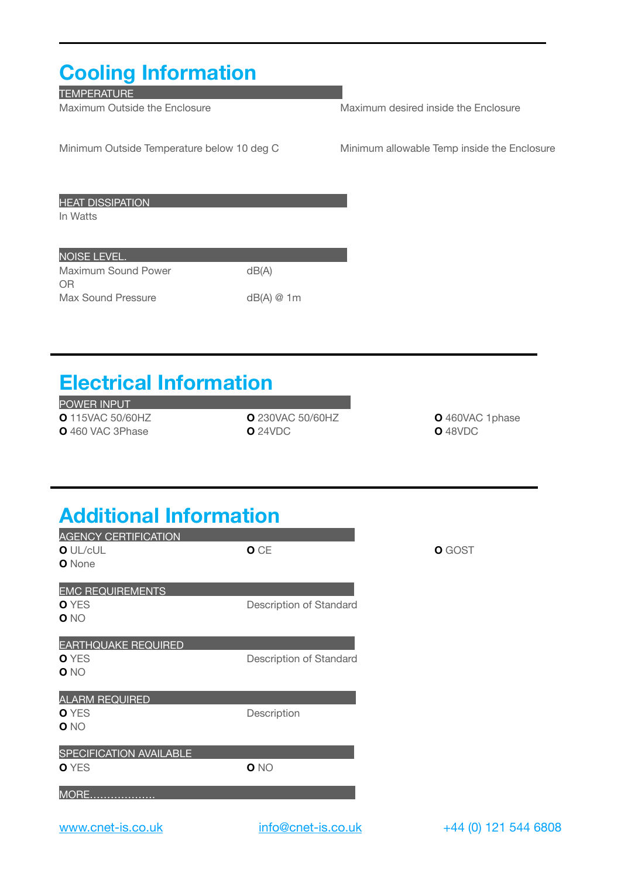## Cooling Information

**TEMPERATURE**

Maximum Outside the Enclosure

Maximum desired inside the Enclosure

Minimum Outside Temperature below 10 deg C

Minimum allowable Temp inside the Enclosure

**HEAT DISSIPATION**

In Watts

**NOISE LEVEL.**

Maximum Sound Power dB(A)

OR

Max Sound Pressure dB(A) @ 1m

## Electrical Information

**POWER INPUT**

**O** 115VAC 50/60HZ
**O** 230VAC 50/60HZ
**O** 460VAC 1phase
**O** 460 VAC 3Phase
**O** 24VDC
**O** 48VDC

## Additional Information

**AGENCY CERTIFICATION**

**O** UL/cUL
**O** CE
**O** GOST
**O** None

**EMC REQUIREMENTS**

**O** YES
**O** NO

Description of Standard

**EARTHQUAKE REQUIRED**

**O** YES
**O** NO

Description of Standard

**ALARM REQUIRED**

**O** YES
**O** NO

Description

**SPECIFICATION AVAILABLE**

**O** YES
**O** NO

**MORE……………….**

www.cnet-is.co.uk info@cnet-is.co.uk +44 (0) 121 544 6808